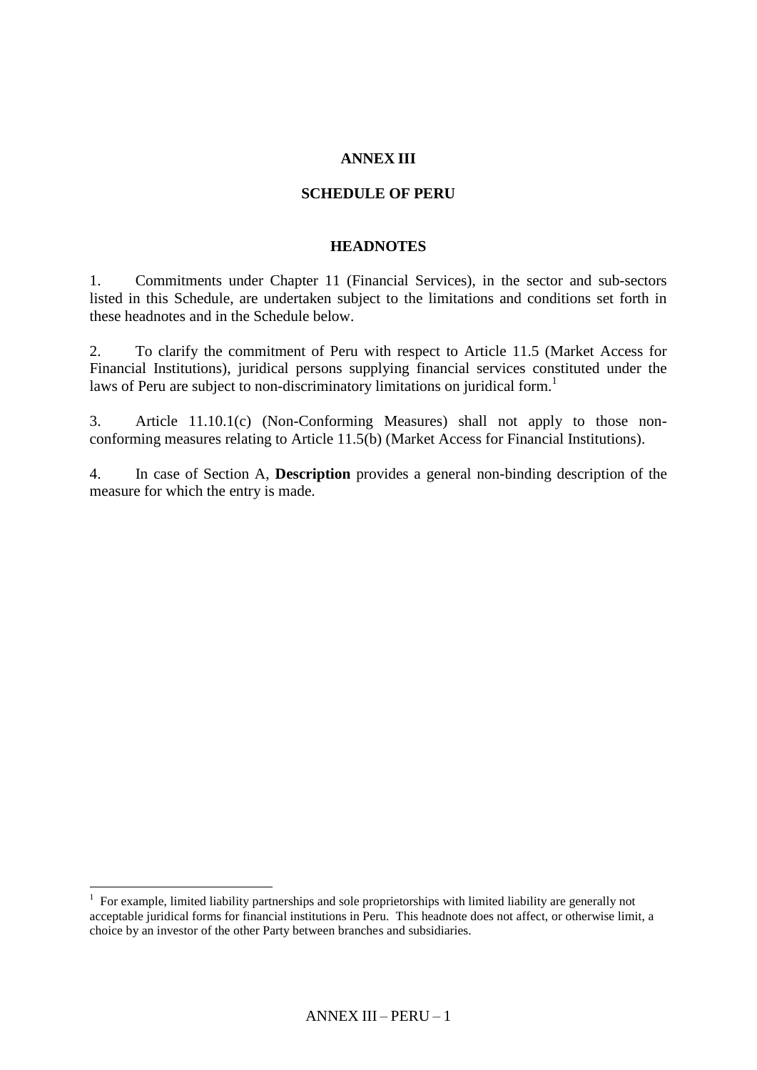# ANNEX III

## SCHEDULE OF PERU

### HEADNOTES

1. Commitments under Chapter 11 (Financial Services), in the sector and sub-sectors listed in this Schedule, are undertaken subject to the limitations and conditions set forth in these headnotes and in the Schedule below.

2. To clarify the commitment of Peru with respect to Article 11.5 (Market Access for Financial Institutions), juridical persons supplying financial services constituted under the laws of Peru are subject to non-discriminatory limitations on juridical form.[1]

3. Article 11.10.1(c) (Non-Conforming Measures) shall not apply to those non-conforming measures relating to Article 11.5(b) (Market Access for Financial Institutions).

4. In case of Section A, **Description** provides a general non-binding description of the measure for which the entry is made.

---

[1] For example, limited liability partnerships and sole proprietorships with limited liability are generally not acceptable juridical forms for financial institutions in Peru. This headnote does not affect, or otherwise limit, a choice by an investor of the other Party between branches and subsidiaries.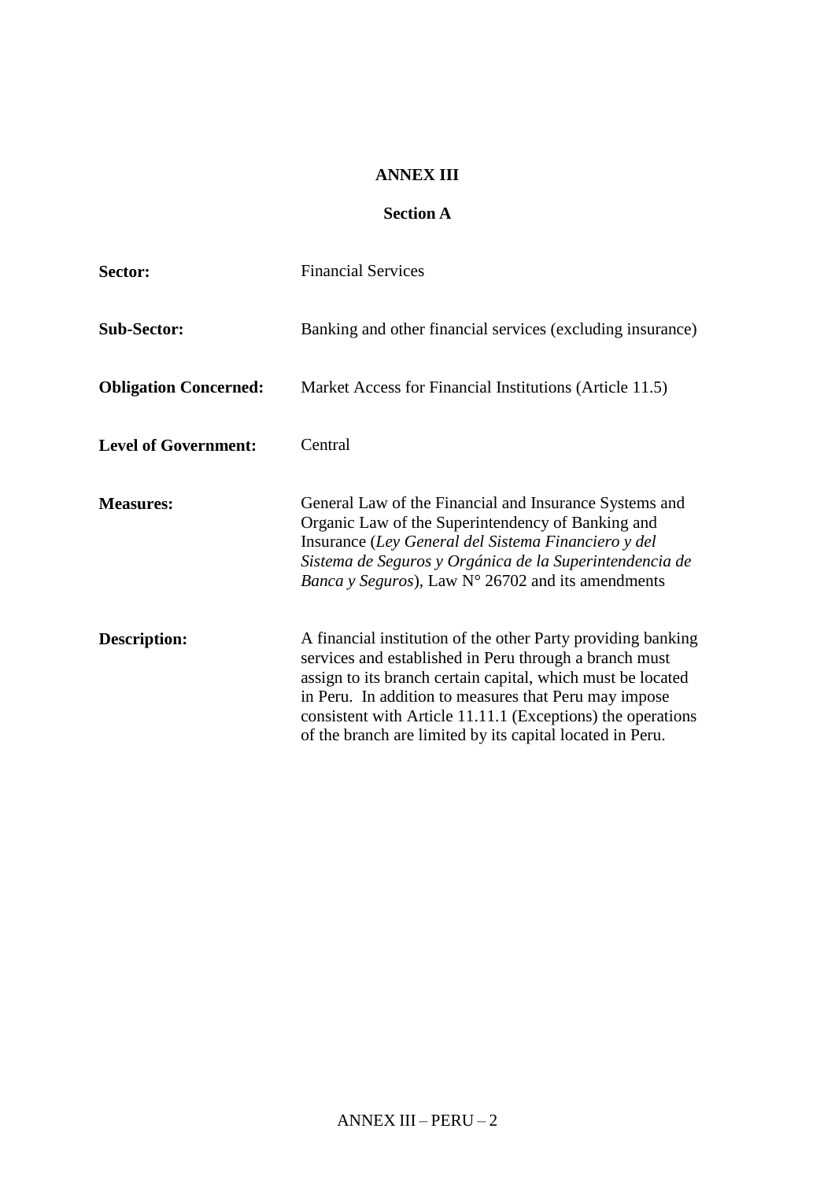**ANNEX III**

**Section A**

| | |
|---|---|
| **Sector:** | Financial Services |
| **Sub-Sector:** | Banking and other financial services (excluding insurance) |
| **Obligation Concerned:** | Market Access for Financial Institutions (Article 11.5) |
| **Level of Government:** | Central |
| **Measures:** | General Law of the Financial and Insurance Systems and Organic Law of the Superintendency of Banking and Insurance (*Ley General del Sistema Financiero y del Sistema de Seguros y Orgánica de la Superintendencia de Banca y Seguros*), Law N° 26702 and its amendments |
| **Description:** | A financial institution of the other Party providing banking services and established in Peru through a branch must assign to its branch certain capital, which must be located in Peru. In addition to measures that Peru may impose consistent with Article 11.11.1 (Exceptions) the operations of the branch are limited by its capital located in Peru. |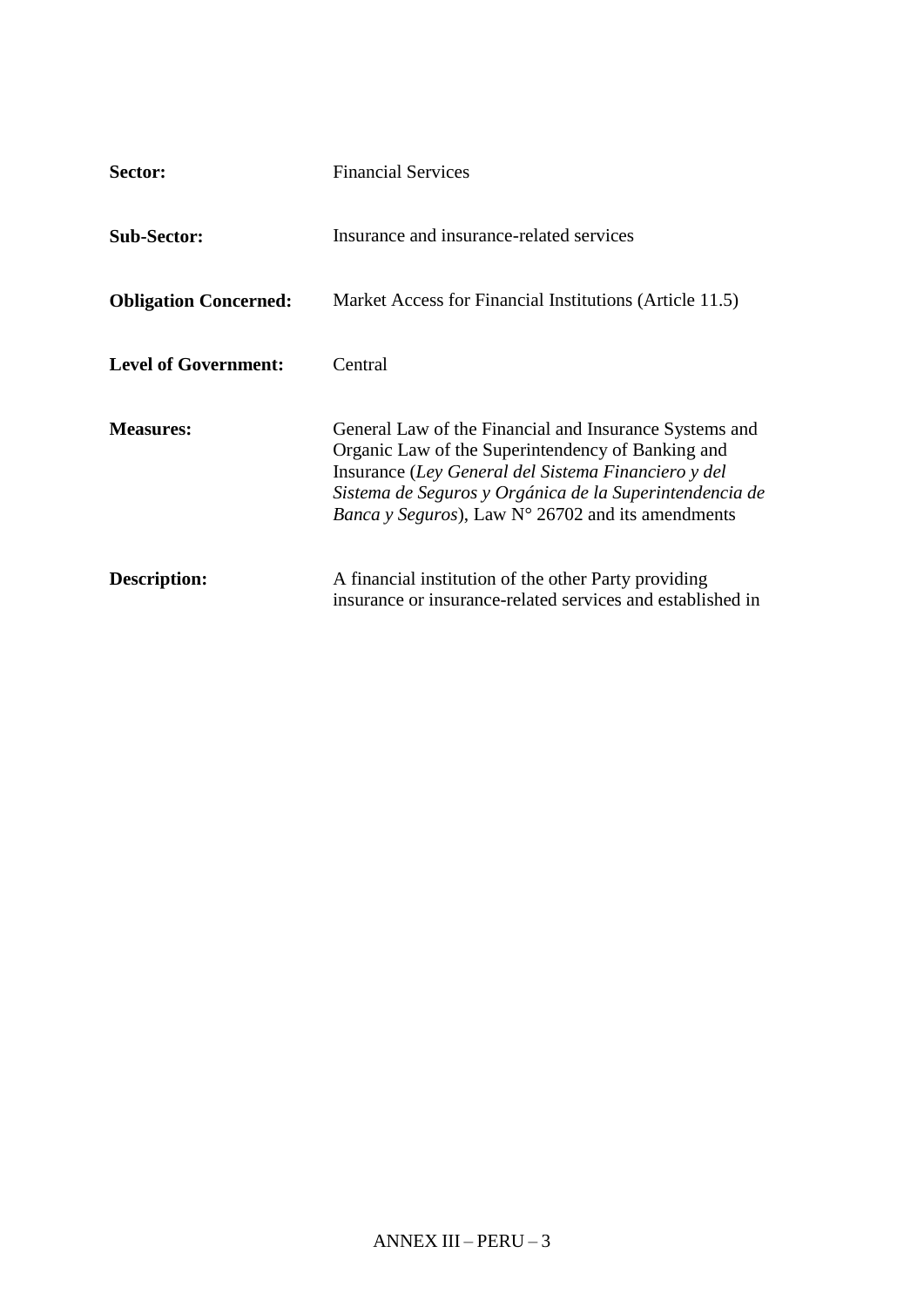| | |
|---|---|
| **Sector:** | Financial Services |
| **Sub-Sector:** | Insurance and insurance-related services |
| **Obligation Concerned:** | Market Access for Financial Institutions (Article 11.5) |
| **Level of Government:** | Central |
| **Measures:** | General Law of the Financial and Insurance Systems and Organic Law of the Superintendency of Banking and Insurance (*Ley General del Sistema Financiero y del Sistema de Seguros y Orgánica de la Superintendencia de Banca y Seguros*), Law N° 26702 and its amendments |
| **Description:** | A financial institution of the other Party providing insurance or insurance-related services and established in |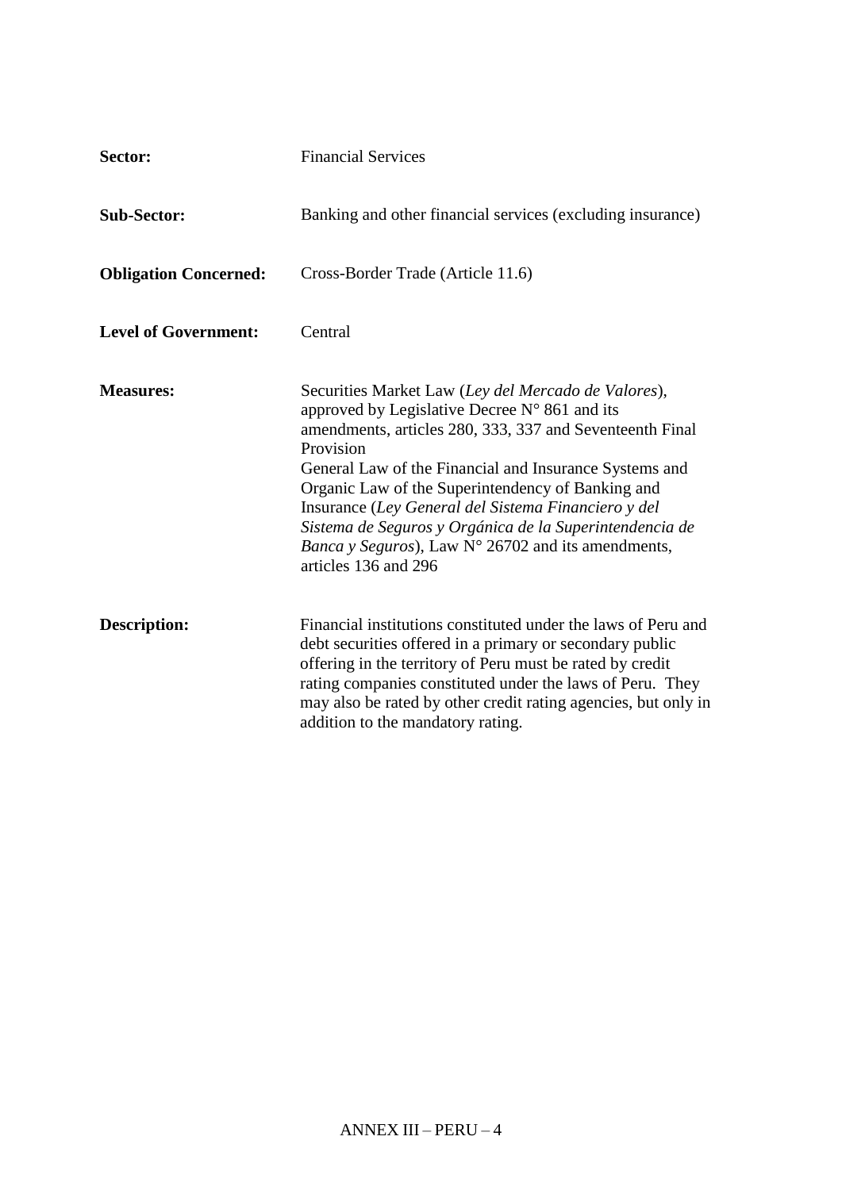**Sector:** Financial Services

**Sub-Sector:** Banking and other financial services (excluding insurance)

**Obligation Concerned:** Cross-Border Trade (Article 11.6)

**Level of Government:** Central

**Measures:** Securities Market Law (*Ley del Mercado de Valores*), approved by Legislative Decree N° 861 and its amendments, articles 280, 333, 337 and Seventeenth Final Provision

General Law of the Financial and Insurance Systems and Organic Law of the Superintendency of Banking and Insurance (*Ley General del Sistema Financiero y del Sistema de Seguros y Orgánica de la Superintendencia de Banca y Seguros*), Law N° 26702 and its amendments, articles 136 and 296

**Description:** Financial institutions constituted under the laws of Peru and debt securities offered in a primary or secondary public offering in the territory of Peru must be rated by credit rating companies constituted under the laws of Peru. They may also be rated by other credit rating agencies, but only in addition to the mandatory rating.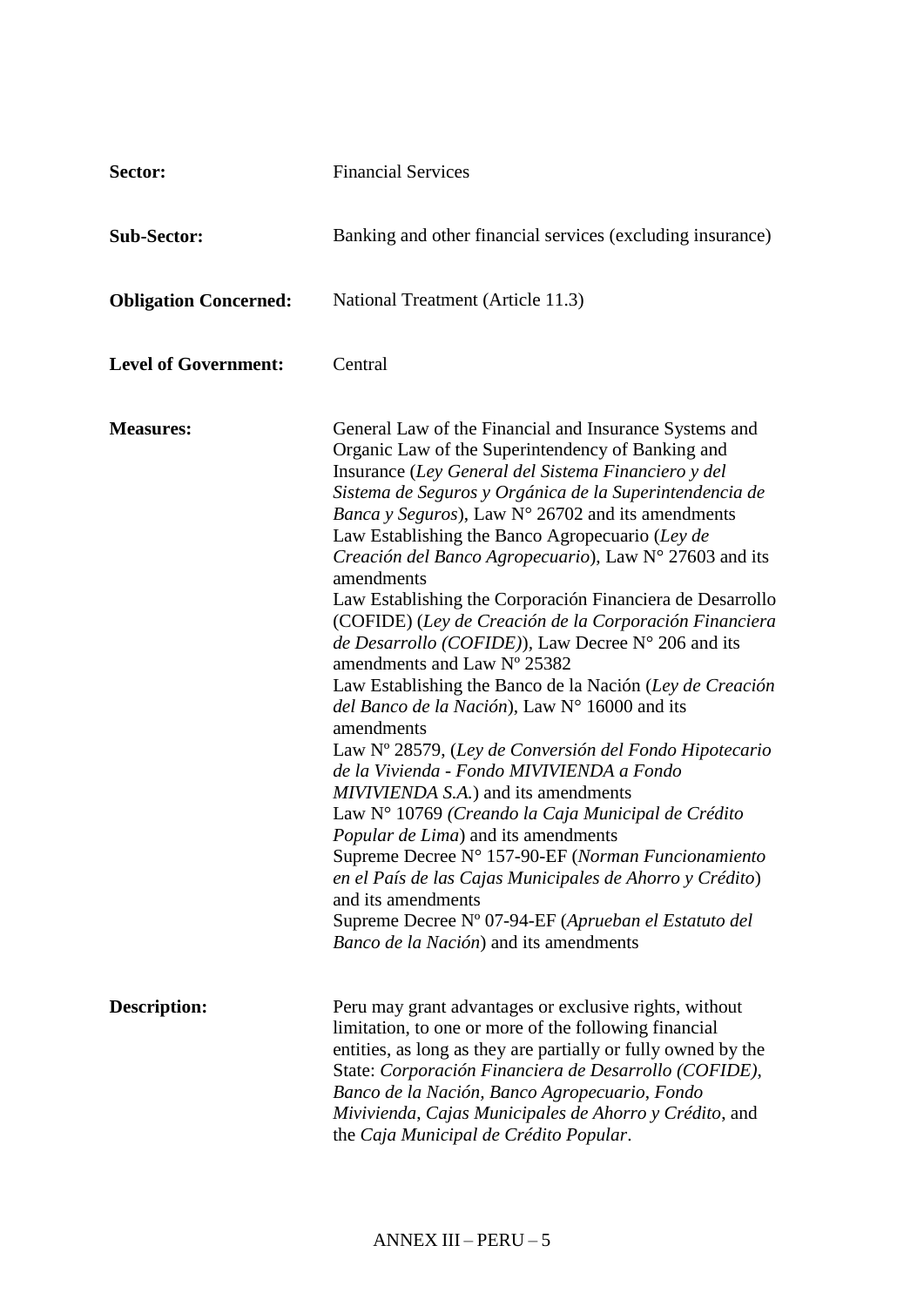**Sector:** Financial Services

**Sub-Sector:** Banking and other financial services (excluding insurance)

**Obligation Concerned:** National Treatment (Article 11.3)

**Level of Government:** Central

**Measures:**

General Law of the Financial and Insurance Systems and Organic Law of the Superintendency of Banking and Insurance (*Ley General del Sistema Financiero y del Sistema de Seguros y Orgánica de la Superintendencia de Banca y Seguros*), Law N° 26702 and its amendments

Law Establishing the Banco Agropecuario (*Ley de Creación del Banco Agropecuario*), Law N° 27603 and its amendments

Law Establishing the Corporación Financiera de Desarrollo (COFIDE) (*Ley de Creación de la Corporación Financiera de Desarrollo (COFIDE)*), Law Decree N° 206 and its amendments and Law Nº 25382

Law Establishing the Banco de la Nación (*Ley de Creación del Banco de la Nación*), Law N° 16000 and its amendments

Law Nº 28579, (*Ley de Conversión del Fondo Hipotecario de la Vivienda - Fondo MIVIVIENDA a Fondo MIVIVIENDA S.A.*) and its amendments

Law N° 10769 *(Creando la Caja Municipal de Crédito Popular de Lima*) and its amendments

Supreme Decree N° 157-90-EF (*Norman Funcionamiento en el País de las Cajas Municipales de Ahorro y Crédito*) and its amendments

Supreme Decree Nº 07-94-EF (*Aprueban el Estatuto del Banco de la Nación*) and its amendments

**Description:**

Peru may grant advantages or exclusive rights, without limitation, to one or more of the following financial entities, as long as they are partially or fully owned by the State: *Corporación Financiera de Desarrollo (COFIDE)*, *Banco de la Nación*, *Banco Agropecuario*, *Fondo Mivivienda*, *Cajas Municipales de Ahorro y Crédito*, and the *Caja Municipal de Crédito Popular*.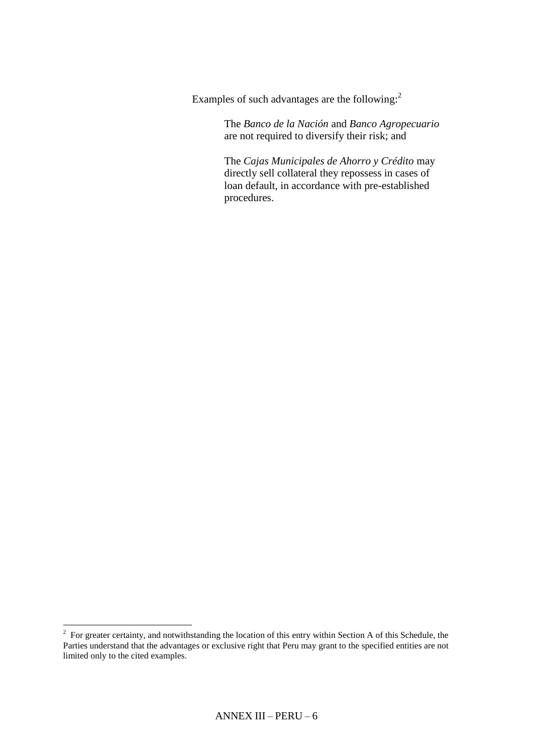Examples of such advantages are the following:[2]

> The *Banco de la Nación* and *Banco Agropecuario* are not required to diversify their risk; and
>
> The *Cajas Municipales de Ahorro y Crédito* may directly sell collateral they repossess in cases of loan default, in accordance with pre-established procedures.

---

[2] For greater certainty, and notwithstanding the location of this entry within Section A of this Schedule, the Parties understand that the advantages or exclusive right that Peru may grant to the specified entities are not limited only to the cited examples.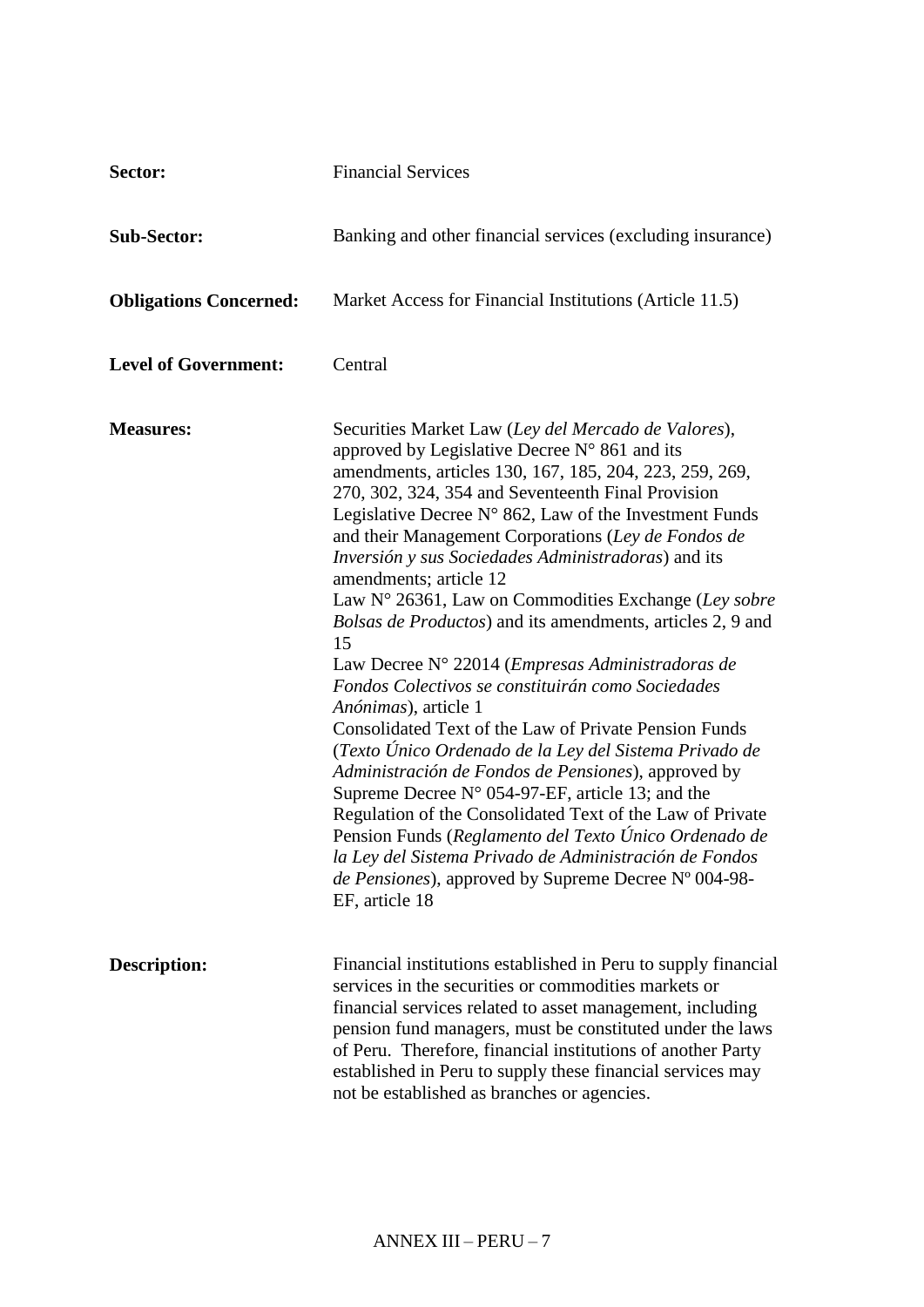**Sector:** Financial Services

**Sub-Sector:** Banking and other financial services (excluding insurance)

**Obligations Concerned:** Market Access for Financial Institutions (Article 11.5)

**Level of Government:** Central

**Measures:**

Securities Market Law (*Ley del Mercado de Valores*), approved by Legislative Decree N° 861 and its amendments, articles 130, 167, 185, 204, 223, 259, 269, 270, 302, 324, 354 and Seventeenth Final Provision

Legislative Decree N° 862, Law of the Investment Funds and their Management Corporations (*Ley de Fondos de Inversión y sus Sociedades Administradoras*) and its amendments; article 12

Law N° 26361, Law on Commodities Exchange (*Ley sobre Bolsas de Productos*) and its amendments, articles 2, 9 and 15

Law Decree N° 22014 (*Empresas Administradoras de Fondos Colectivos se constituirán como Sociedades Anónimas*), article 1

Consolidated Text of the Law of Private Pension Funds (*Texto Único Ordenado de la Ley del Sistema Privado de Administración de Fondos de Pensiones*), approved by Supreme Decree N° 054-97-EF, article 13; and the Regulation of the Consolidated Text of the Law of Private Pension Funds (*Reglamento del Texto Único Ordenado de la Ley del Sistema Privado de Administración de Fondos de Pensiones*), approved by Supreme Decree Nº 004-98-EF, article 18

**Description:**

Financial institutions established in Peru to supply financial services in the securities or commodities markets or financial services related to asset management, including pension fund managers, must be constituted under the laws of Peru. Therefore, financial institutions of another Party established in Peru to supply these financial services may not be established as branches or agencies.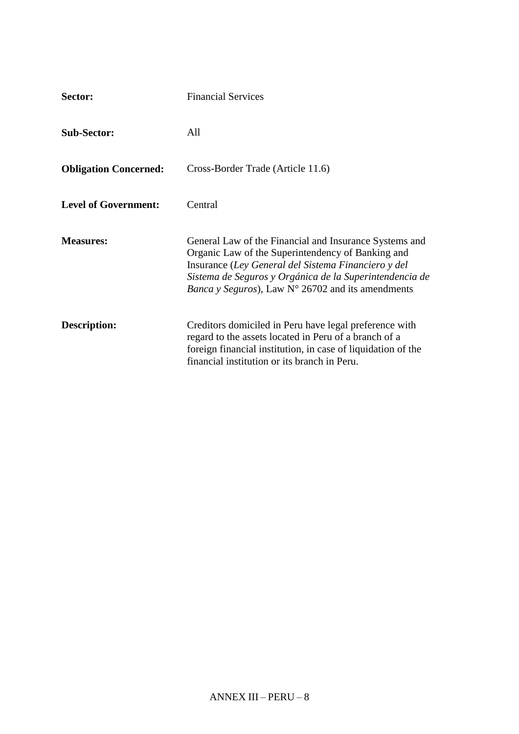**Sector:** Financial Services

**Sub-Sector:** All

**Obligation Concerned:** Cross-Border Trade (Article 11.6)

**Level of Government:** Central

**Measures:** General Law of the Financial and Insurance Systems and Organic Law of the Superintendency of Banking and Insurance (*Ley General del Sistema Financiero y del Sistema de Seguros y Orgánica de la Superintendencia de Banca y Seguros*), Law N° 26702 and its amendments

**Description:** Creditors domiciled in Peru have legal preference with regard to the assets located in Peru of a branch of a foreign financial institution, in case of liquidation of the financial institution or its branch in Peru.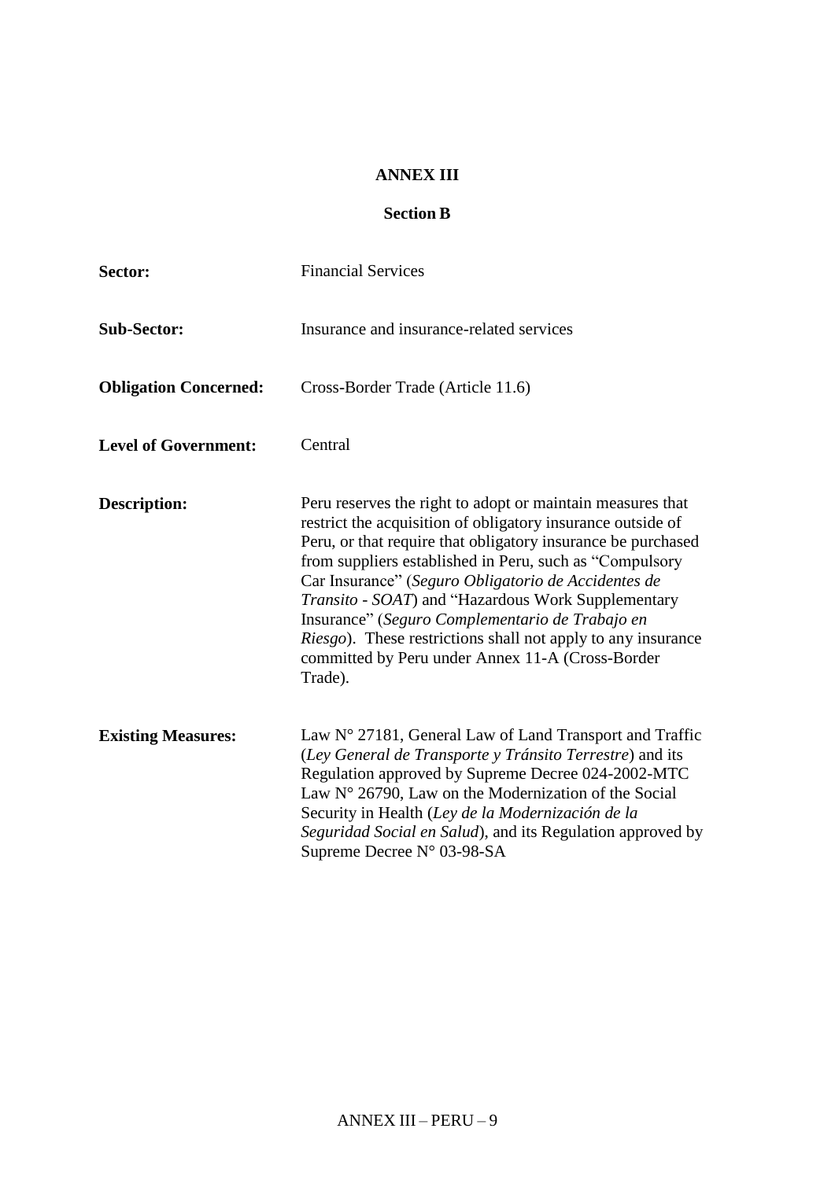# ANNEX III

## Section B

| | |
|---|---|
| **Sector:** | Financial Services |
| **Sub-Sector:** | Insurance and insurance-related services |
| **Obligation Concerned:** | Cross-Border Trade (Article 11.6) |
| **Level of Government:** | Central |
| **Description:** | Peru reserves the right to adopt or maintain measures that restrict the acquisition of obligatory insurance outside of Peru, or that require that obligatory insurance be purchased from suppliers established in Peru, such as "Compulsory Car Insurance" (*Seguro Obligatorio de Accidentes de Transito - SOAT*) and "Hazardous Work Supplementary Insurance" (*Seguro Complementario de Trabajo en Riesgo*). These restrictions shall not apply to any insurance committed by Peru under Annex 11-A (Cross-Border Trade). |
| **Existing Measures:** | Law N° 27181, General Law of Land Transport and Traffic (*Ley General de Transporte y Tránsito Terrestre*) and its Regulation approved by Supreme Decree 024-2002-MTC<br>Law N° 26790, Law on the Modernization of the Social Security in Health (*Ley de la Modernización de la Seguridad Social en Salud*), and its Regulation approved by Supreme Decree N° 03-98-SA |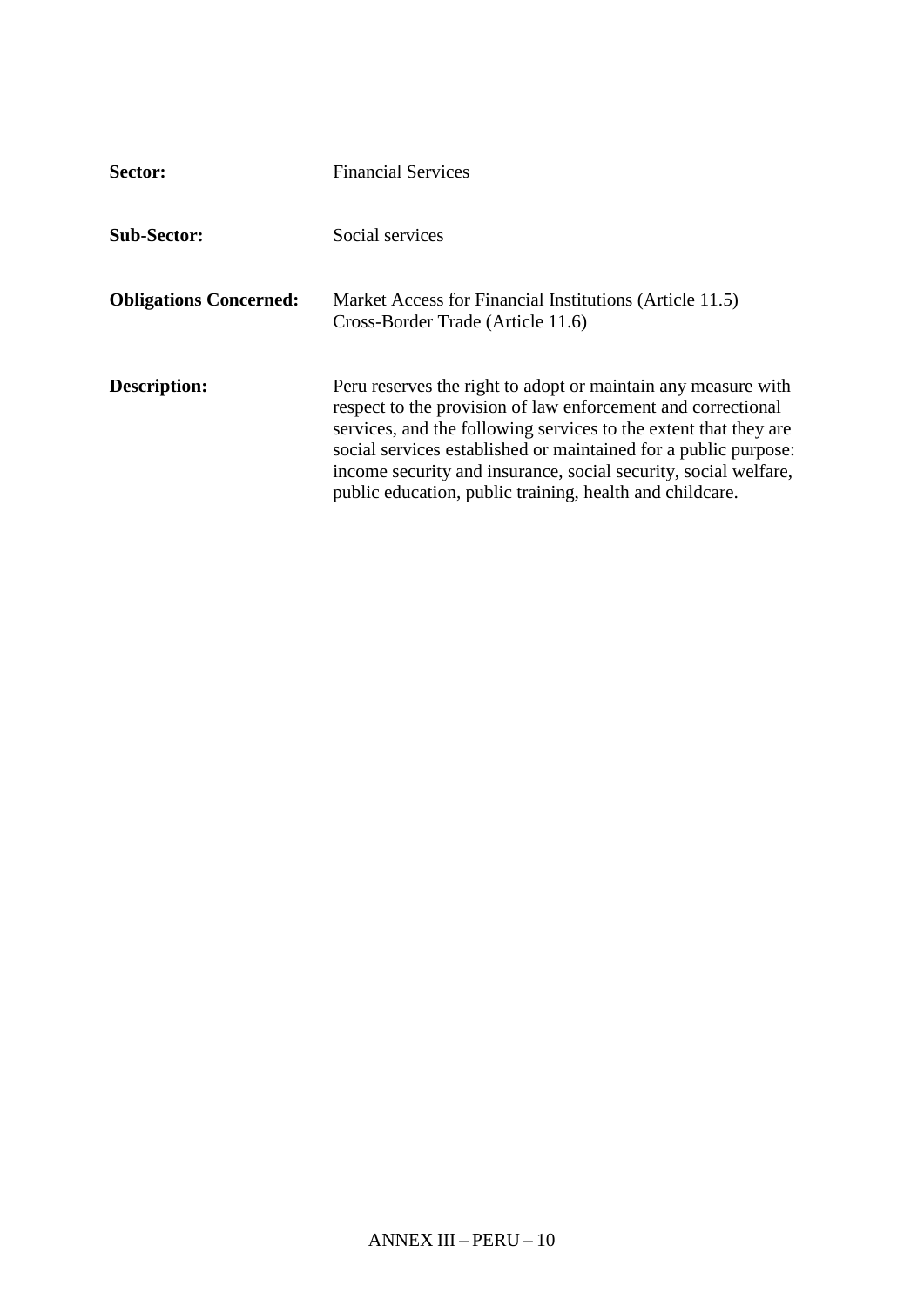**Sector:** Financial Services

**Sub-Sector:** Social services

**Obligations Concerned:** Market Access for Financial Institutions (Article 11.5)
Cross-Border Trade (Article 11.6)

**Description:** Peru reserves the right to adopt or maintain any measure with respect to the provision of law enforcement and correctional services, and the following services to the extent that they are social services established or maintained for a public purpose: income security and insurance, social security, social welfare, public education, public training, health and childcare.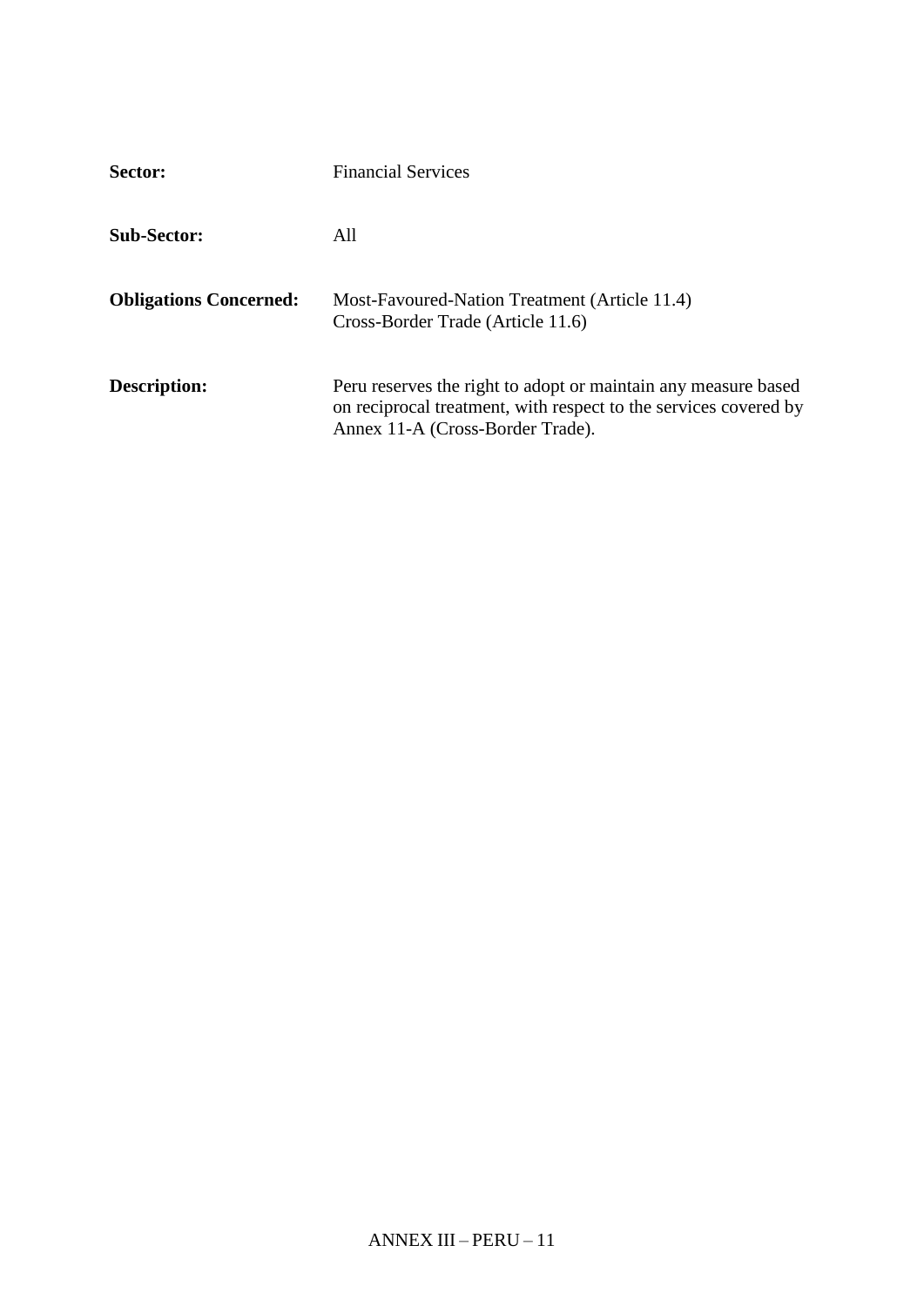**Sector:** Financial Services

**Sub-Sector:** All

**Obligations Concerned:** Most-Favoured-Nation Treatment (Article 11.4)
Cross-Border Trade (Article 11.6)

**Description:** Peru reserves the right to adopt or maintain any measure based on reciprocal treatment, with respect to the services covered by Annex 11-A (Cross-Border Trade).